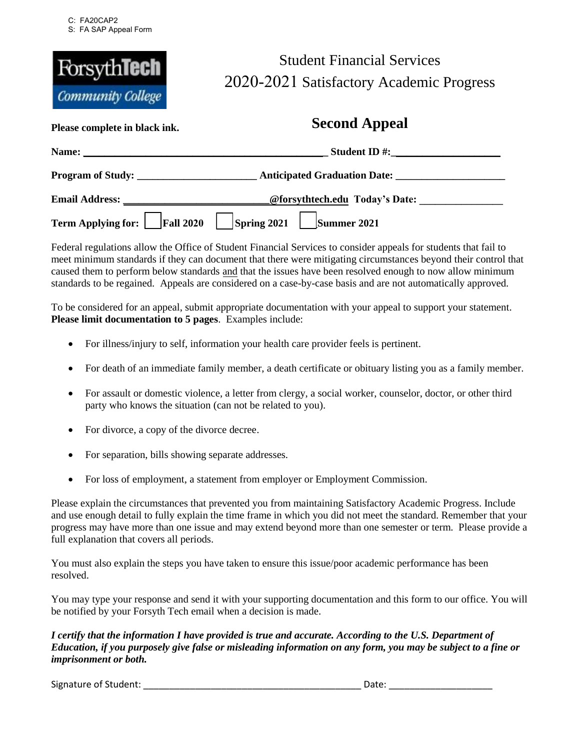C: FA20CAP2
S: FA SAP Appeal Form

ForsythTech Community College

# Student Financial Services
# 2020-2021 Satisfactory Academic Progress

**Please complete in black ink.**

## Second Appeal

**Name:** ______________________________________________ **Student ID #:** ____________________

**Program of Study:** ______________________ **Anticipated Graduation Date:** ____________________

**Email Address:** ___________________________**@forsythtech.edu** **Today's Date:** ________________

**Term Applying for:** ☐ **Fall 2020** ☐ **Spring 2021** ☐ **Summer 2021**

Federal regulations allow the Office of Student Financial Services to consider appeals for students that fail to meet minimum standards if they can document that there were mitigating circumstances beyond their control that caused them to perform below standards and that the issues have been resolved enough to now allow minimum standards to be regained. Appeals are considered on a case-by-case basis and are not automatically approved.

To be considered for an appeal, submit appropriate documentation with your appeal to support your statement. **Please limit documentation to 5 pages**. Examples include:

- For illness/injury to self, information your health care provider feels is pertinent.
- For death of an immediate family member, a death certificate or obituary listing you as a family member.
- For assault or domestic violence, a letter from clergy, a social worker, counselor, doctor, or other third party who knows the situation (can not be related to you).
- For divorce, a copy of the divorce decree.
- For separation, bills showing separate addresses.
- For loss of employment, a statement from employer or Employment Commission.

Please explain the circumstances that prevented you from maintaining Satisfactory Academic Progress. Include and use enough detail to fully explain the time frame in which you did not meet the standard. Remember that your progress may have more than one issue and may extend beyond more than one semester or term. Please provide a full explanation that covers all periods.

You must also explain the steps you have taken to ensure this issue/poor academic performance has been resolved.

You may type your response and send it with your supporting documentation and this form to our office. You will be notified by your Forsyth Tech email when a decision is made.

***I certify that the information I have provided is true and accurate. According to the U.S. Department of Education, if you purposely give false or misleading information on any form, you may be subject to a fine or imprisonment or both.***

Signature of Student: ____________________________________________ Date: ____________________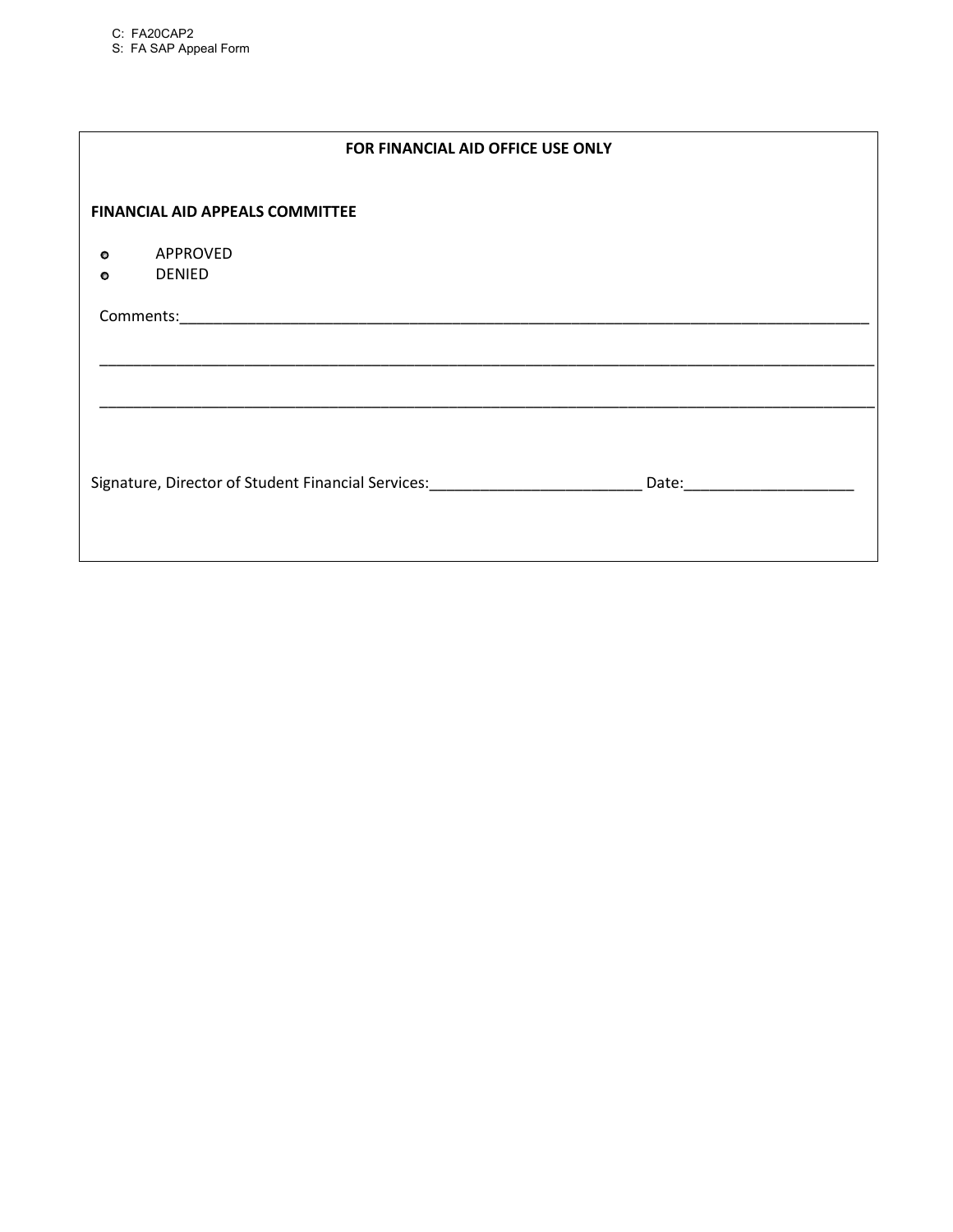C: FA20CAP2
S: FA SAP Appeal Form

**FOR FINANCIAL AID OFFICE USE ONLY**

**FINANCIAL AID APPEALS COMMITTEE**

- APPROVED
- DENIED

Comments:_______________________________________________________________________________

_____________________________________________________________________________________

_____________________________________________________________________________________

Signature, Director of Student Financial Services:_________________________ Date:____________________